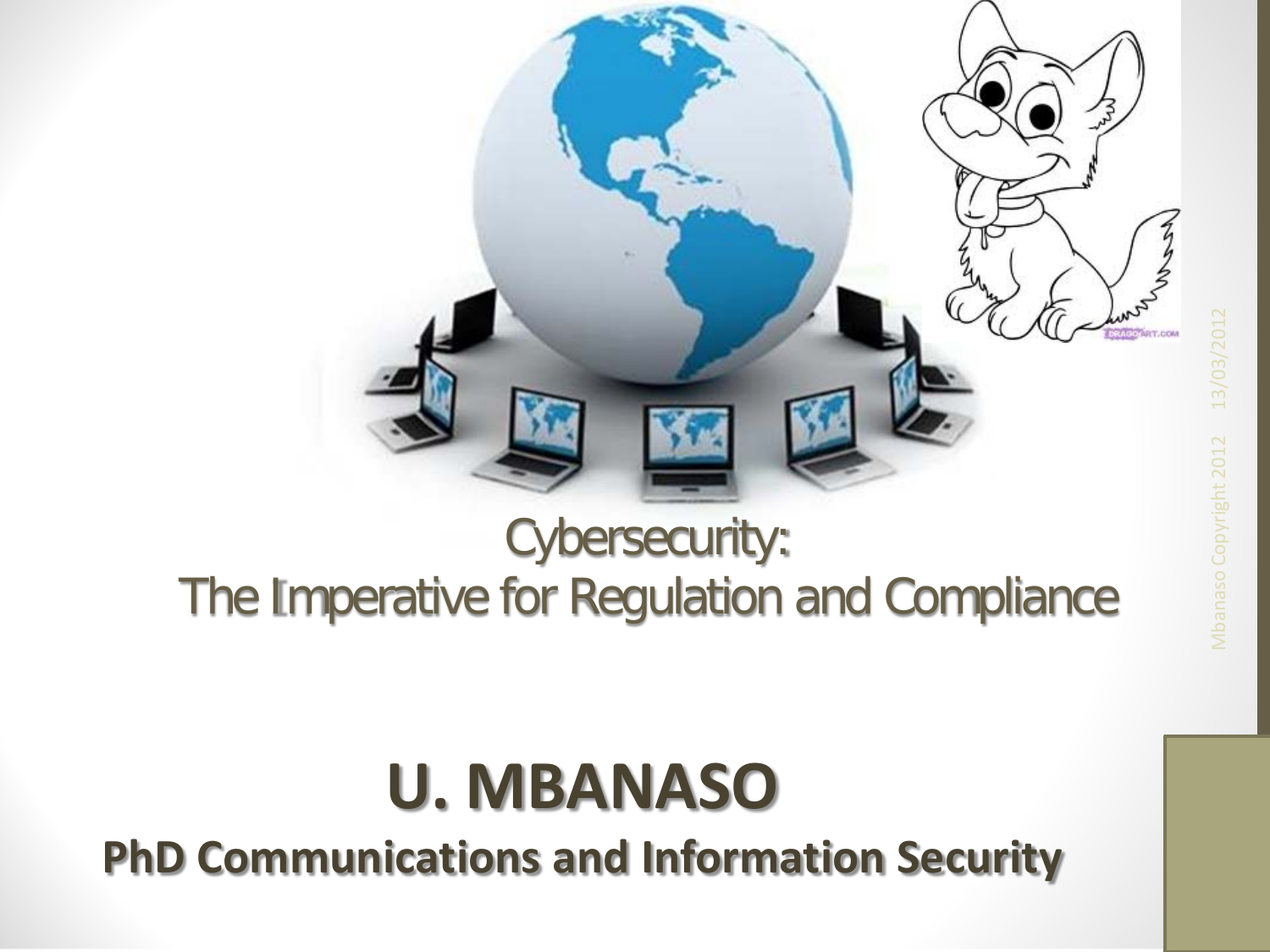# Cybersecurity: The Imperative for Regulation and Compliance

## U. MBANASO

**PhD Communications and Information Security**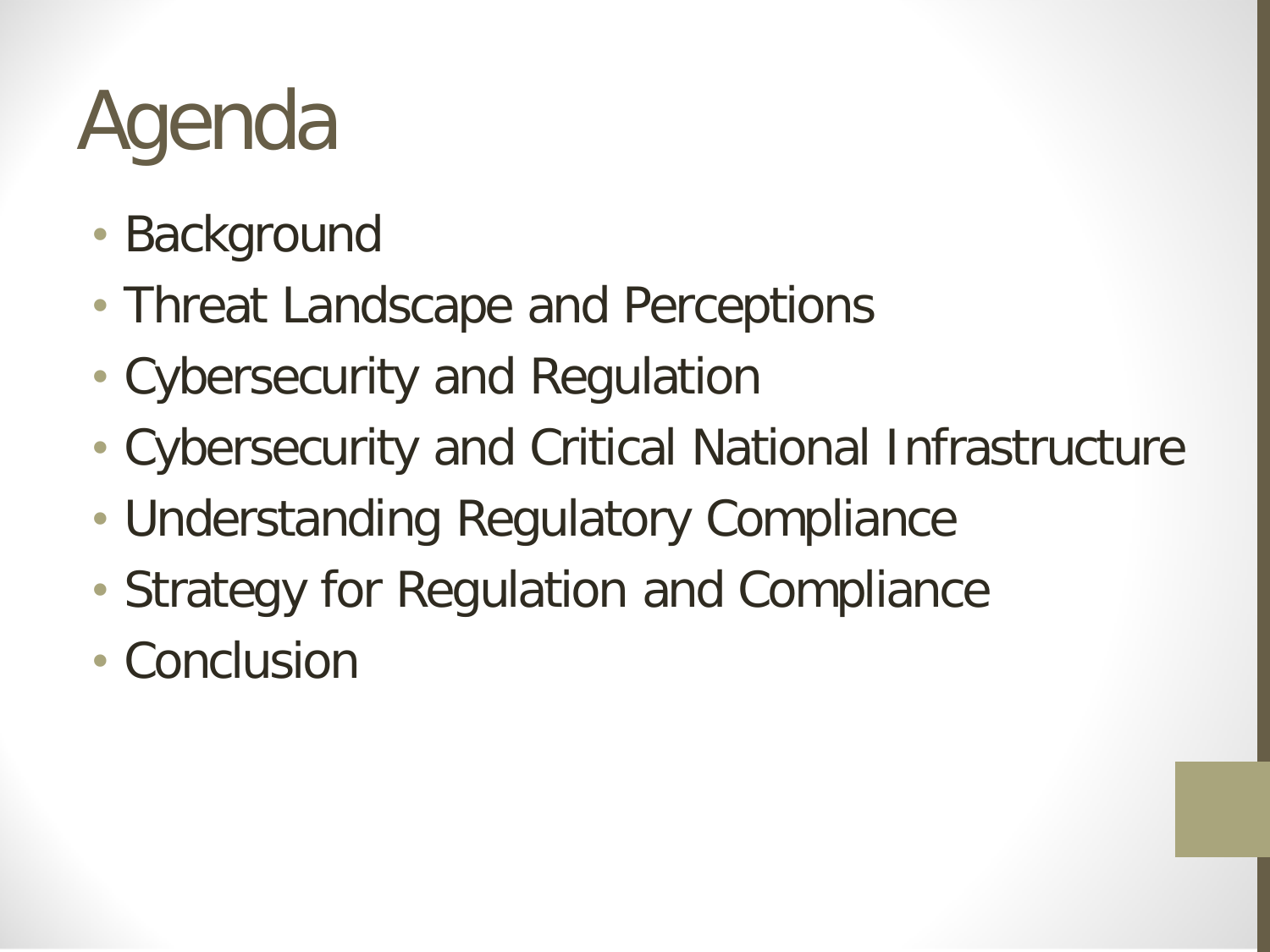# Agenda

- Background
- Threat Landscape and Perceptions
- Cybersecurity and Regulation
- Cybersecurity and Critical National Infrastructure
- Understanding Regulatory Compliance
- Strategy for Regulation and Compliance
- Conclusion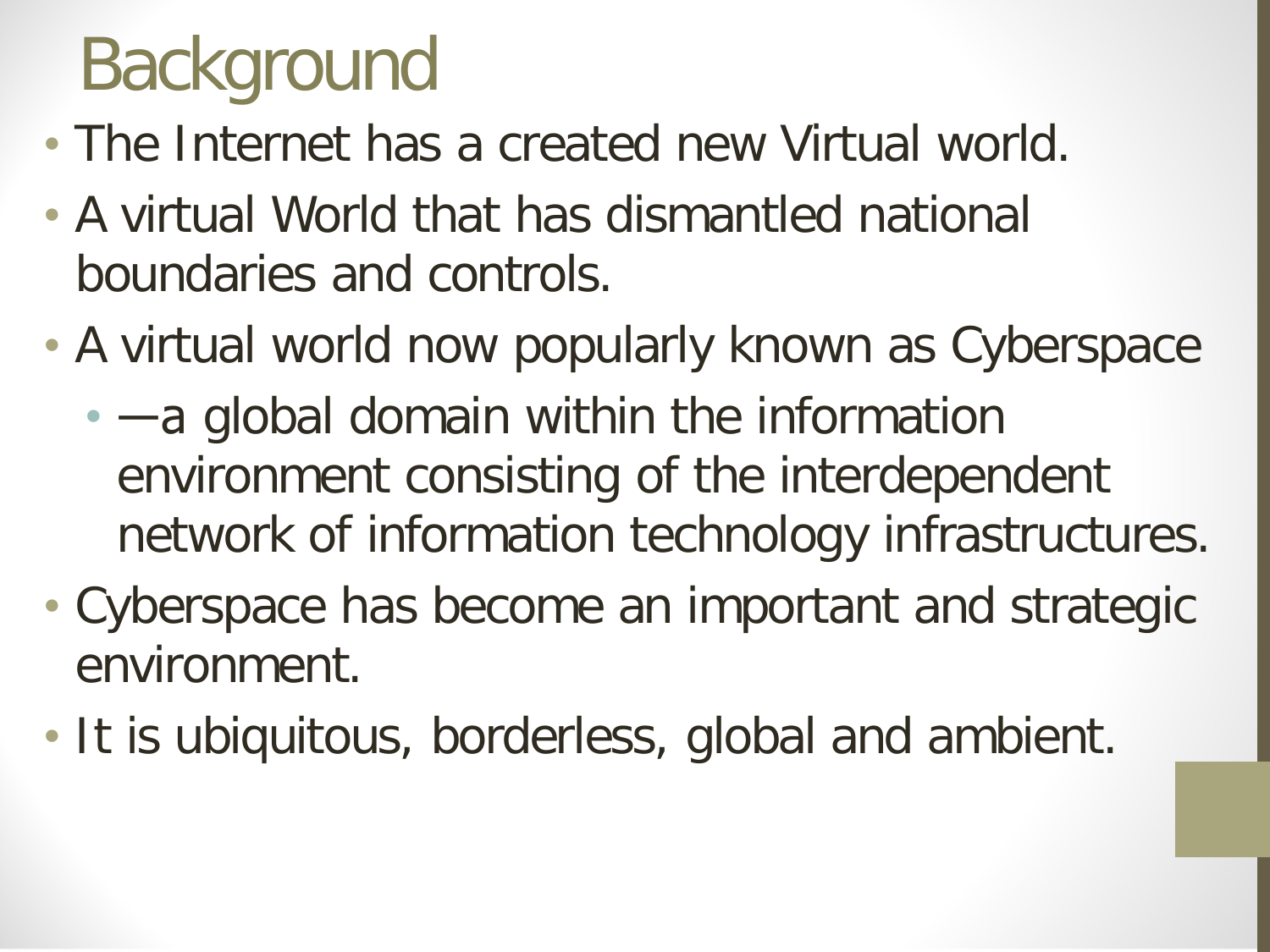# Background

- The Internet has a created new Virtual world.
- A virtual World that has dismantled national boundaries and controls.
- A virtual world now popularly known as Cyberspace
  - —a global domain within the information environment consisting of the interdependent network of information technology infrastructures.
- Cyberspace has become an important and strategic environment.
- It is ubiquitous, borderless, global and ambient.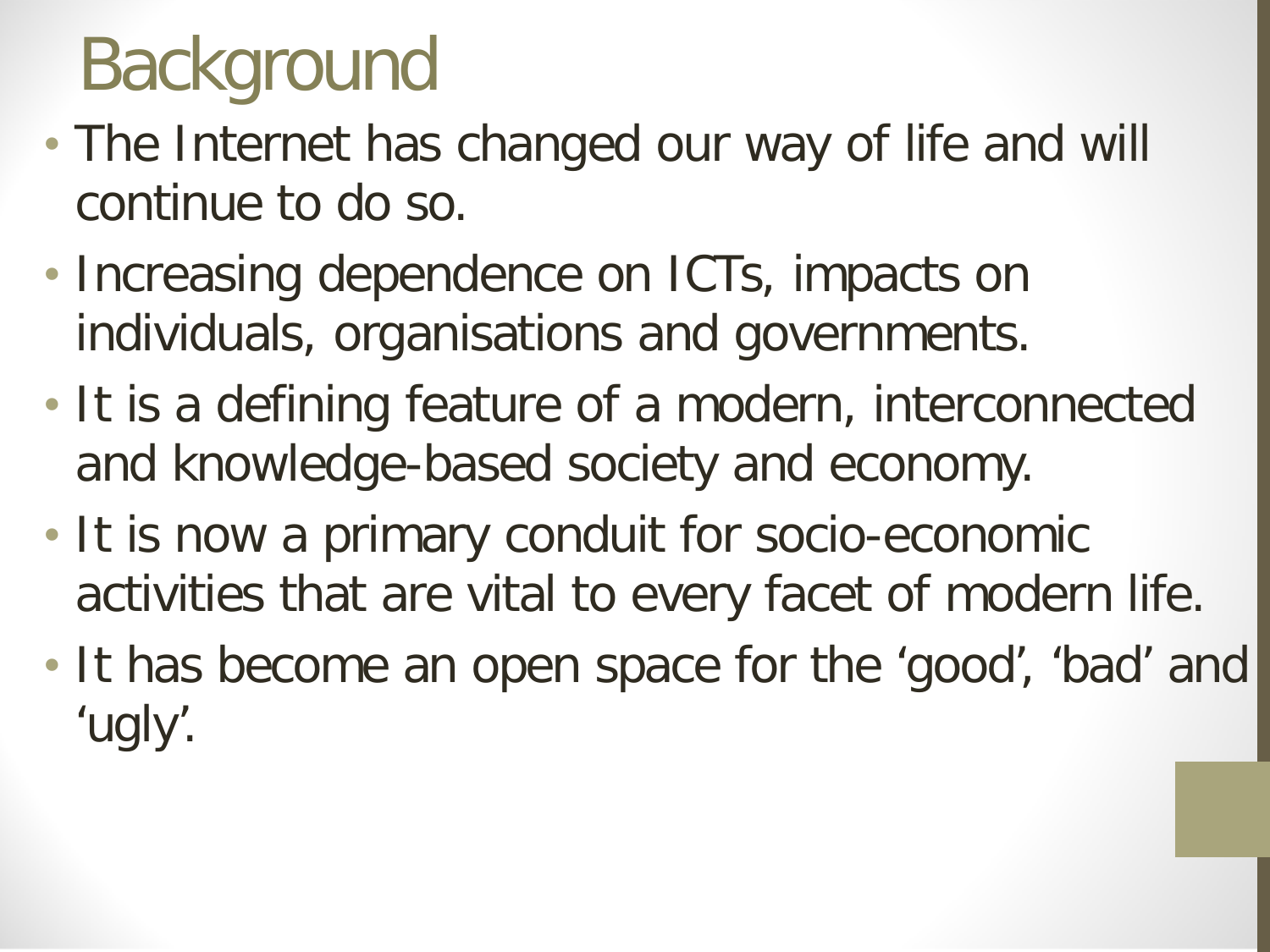# Background

- The Internet has changed our way of life and will continue to do so.
- Increasing dependence on ICTs, impacts on individuals, organisations and governments.
- It is a defining feature of a modern, interconnected and knowledge-based society and economy.
- It is now a primary conduit for socio-economic activities that are vital to every facet of modern life.
- It has become an open space for the ‘good’, ‘bad’ and ‘ugly’.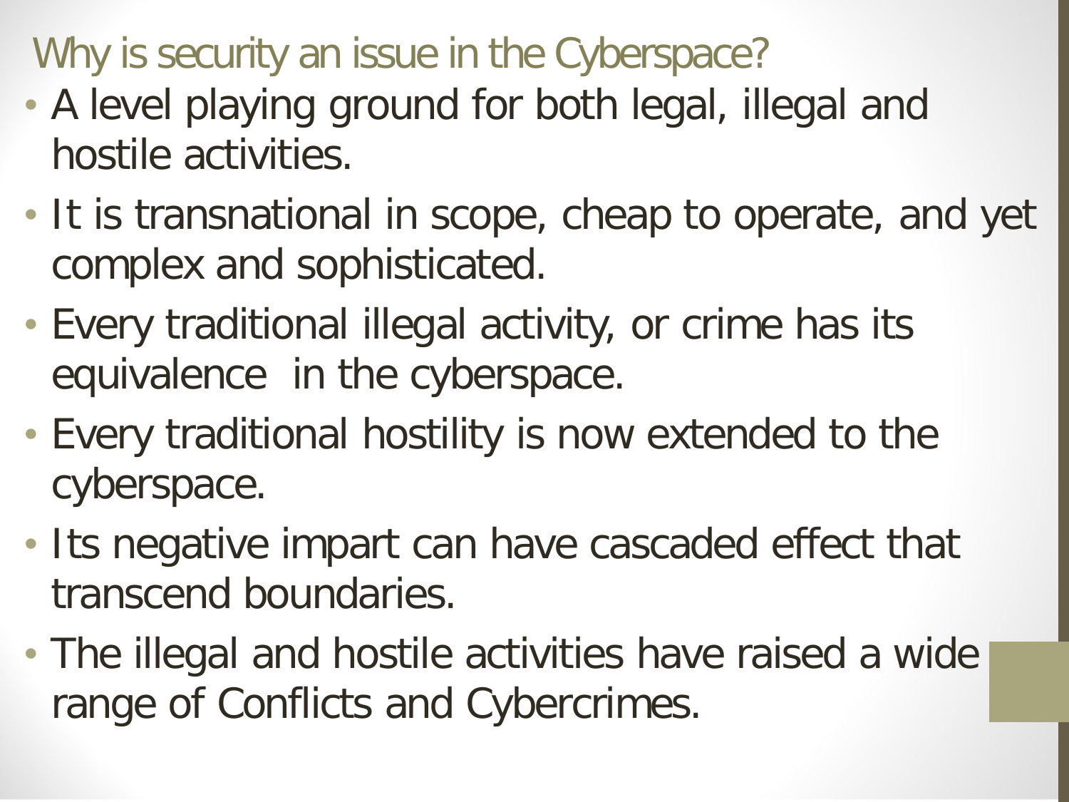## Why is security an issue in the Cyberspace?

- A level playing ground for both legal, illegal and hostile activities.
- It is transnational in scope, cheap to operate, and yet complex and sophisticated.
- Every traditional illegal activity, or crime has its equivalence  in the cyberspace.
- Every traditional hostility is now extended to the cyberspace.
- Its negative impart can have cascaded effect that transcend boundaries.
- The illegal and hostile activities have raised a wide range of Conflicts and Cybercrimes.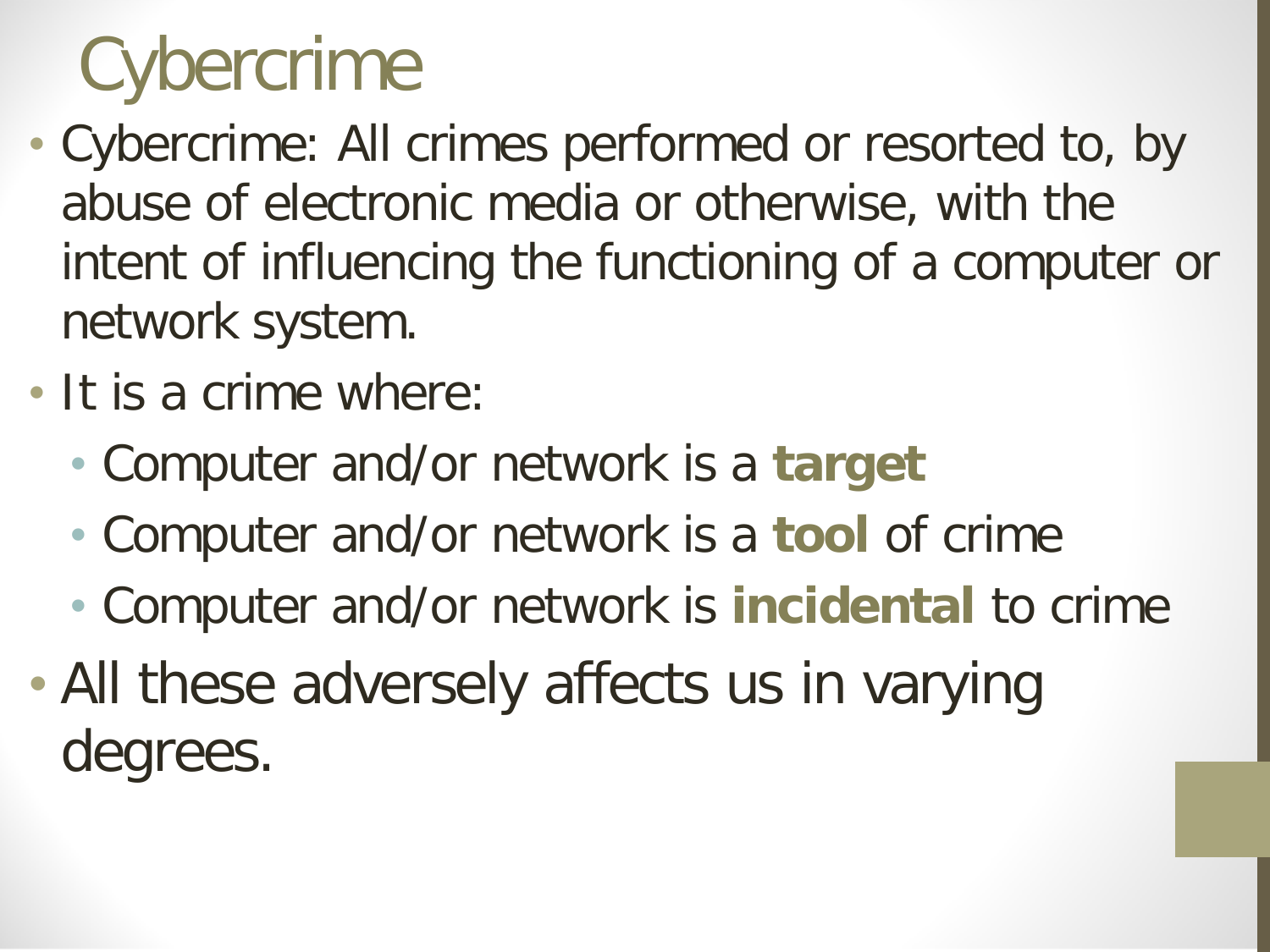# Cybercrime

- Cybercrime: All crimes performed or resorted to, by abuse of electronic media or otherwise, with the intent of influencing the functioning of a computer or network system.
- It is a crime where:
  - Computer and/or network is a **target**
  - Computer and/or network is a **tool** of crime
  - Computer and/or network is **incidental** to crime
- All these adversely affects us in varying degrees.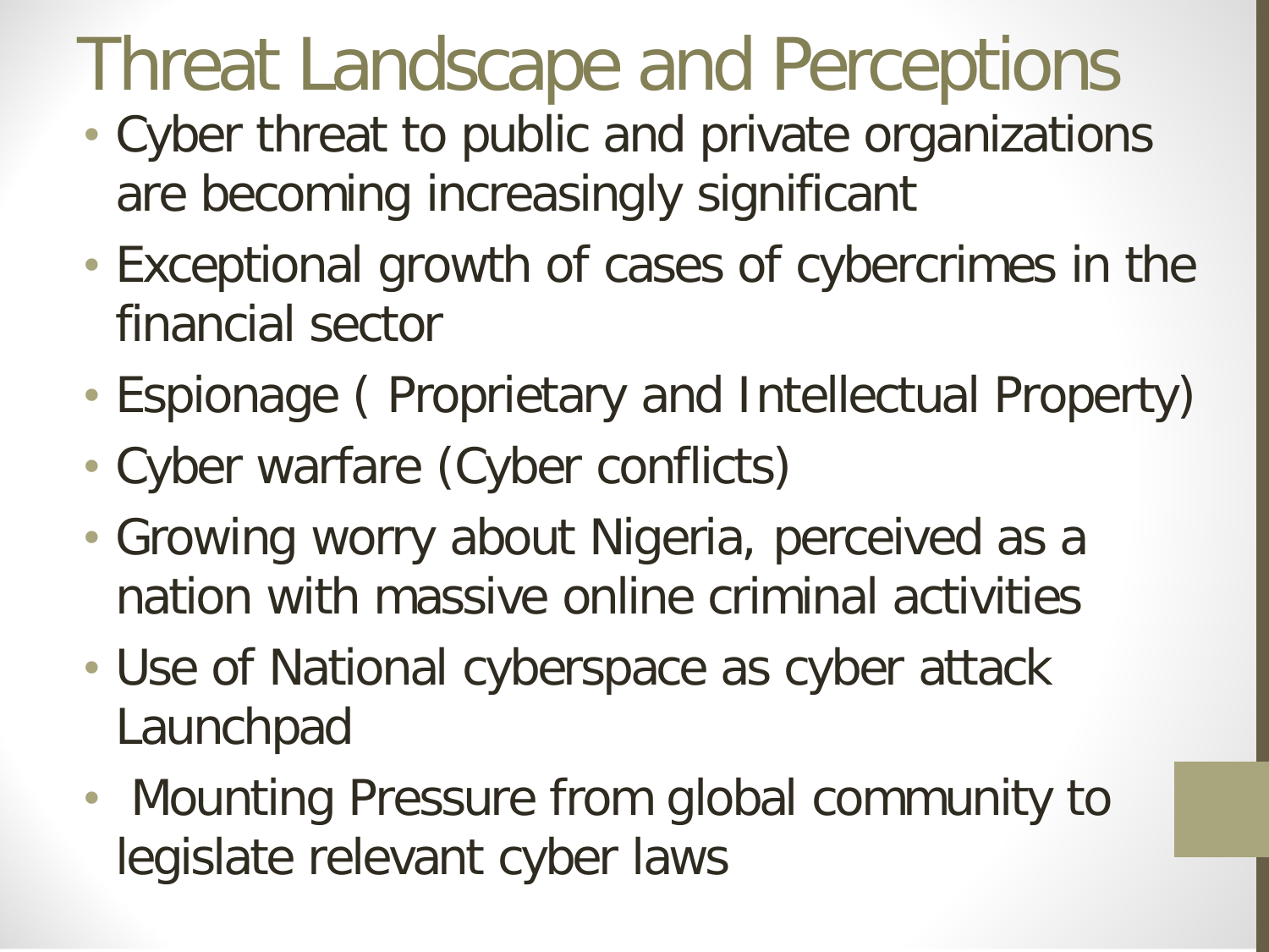# Threat Landscape and Perceptions

- Cyber threat to public and private organizations are becoming increasingly significant
- Exceptional growth of cases of cybercrimes in the financial sector
- Espionage ( Proprietary and Intellectual Property)
- Cyber warfare (Cyber conflicts)
- Growing worry about Nigeria, perceived as a nation with massive online criminal activities
- Use of National cyberspace as cyber attack Launchpad
- Mounting Pressure from global community to legislate relevant cyber laws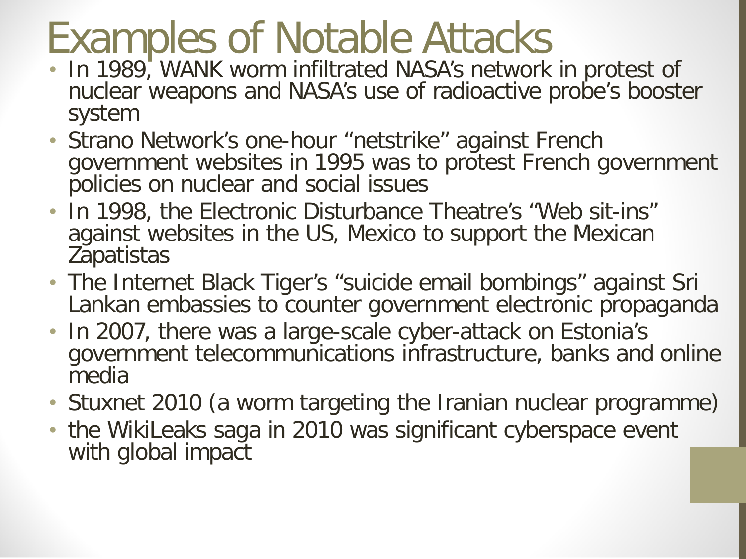# Examples of Notable Attacks

- In 1989, WANK worm infiltrated NASA's network in protest of nuclear weapons and NASA's use of radioactive probe's booster system
- Strano Network's one-hour "netstrike" against French government websites in 1995 was to protest French government policies on nuclear and social issues
- In 1998, the Electronic Disturbance Theatre's "Web sit-ins" against websites in the US, Mexico to support the Mexican Zapatistas
- The Internet Black Tiger's "suicide email bombings" against Sri Lankan embassies to counter government electronic propaganda
- In 2007, there was a large-scale cyber-attack on Estonia's government telecommunications infrastructure, banks and online media
- Stuxnet 2010 (a worm targeting the Iranian nuclear programme)
- the WikiLeaks saga in 2010 was significant cyberspace event with global impact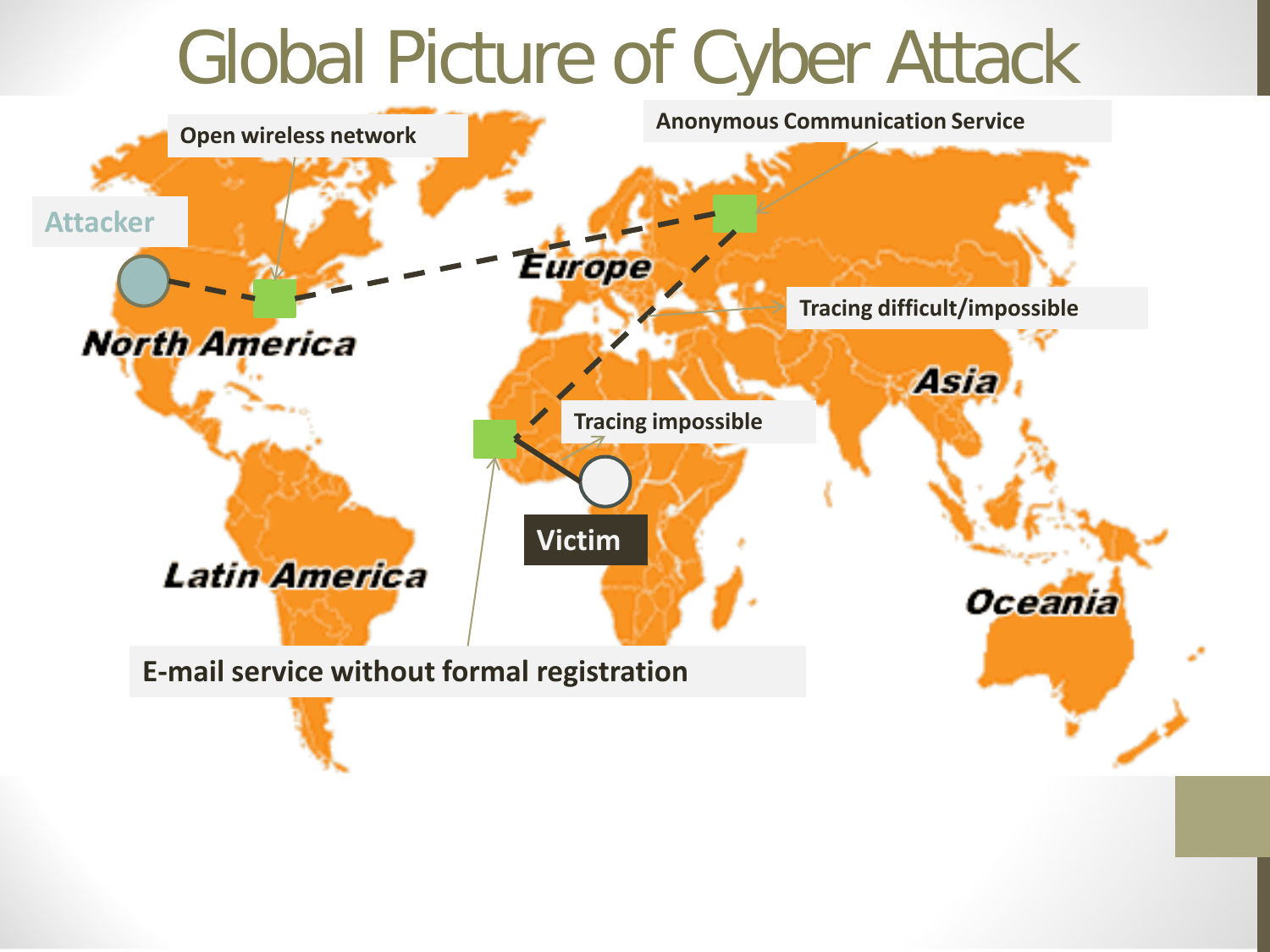# Global Picture of Cyber Attack

Open wireless network

Anonymous Communication Service

Attacker

Europe

North America

Tracing difficult/impossible

Asia

Tracing impossible

Victim

Latin America

Oceania

E-mail service without formal registration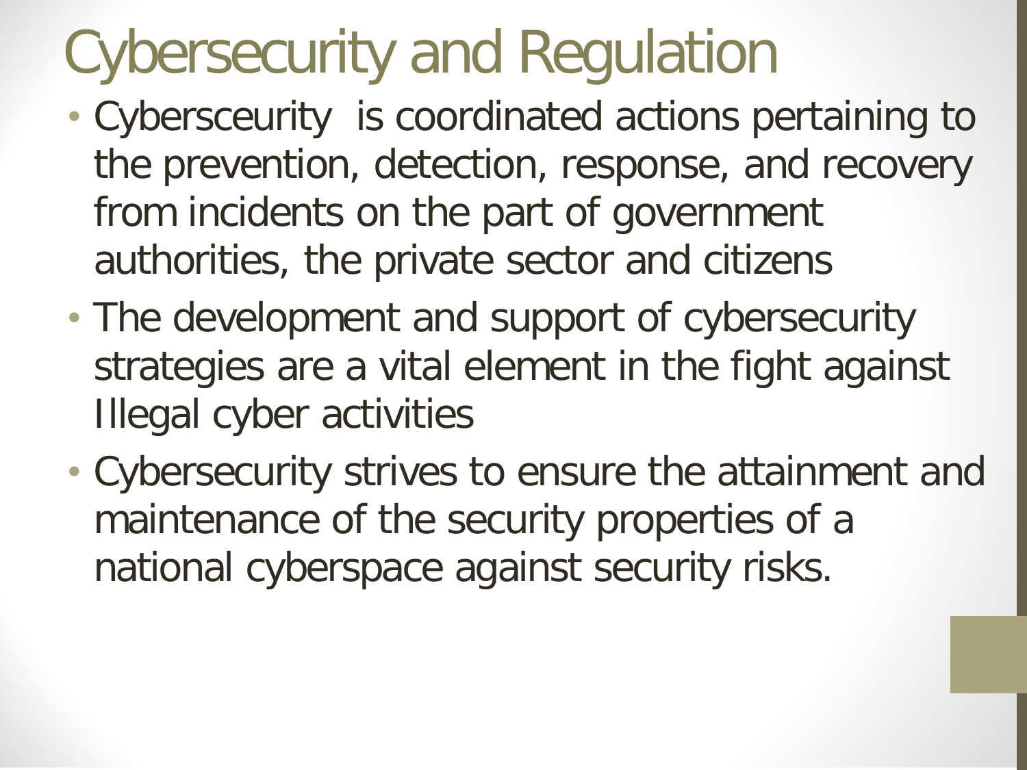# Cybersecurity and Regulation

- Cybersceurity is coordinated actions pertaining to the prevention, detection, response, and recovery from incidents on the part of government authorities, the private sector and citizens
- The development and support of cybersecurity strategies are a vital element in the fight against Illegal cyber activities
- Cybersecurity strives to ensure the attainment and maintenance of the security properties of a national cyberspace against security risks.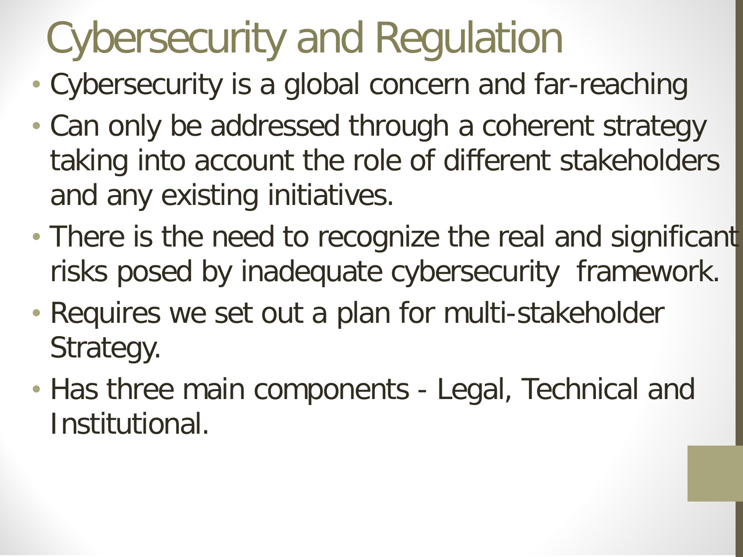# Cybersecurity and Regulation

- Cybersecurity is a global concern and far-reaching
- Can only be addressed through a coherent strategy taking into account the role of different stakeholders and any existing initiatives.
- There is the need to recognize the real and significant risks posed by inadequate cybersecurity framework.
- Requires we set out a plan for multi-stakeholder Strategy.
- Has three main components - Legal, Technical and Institutional.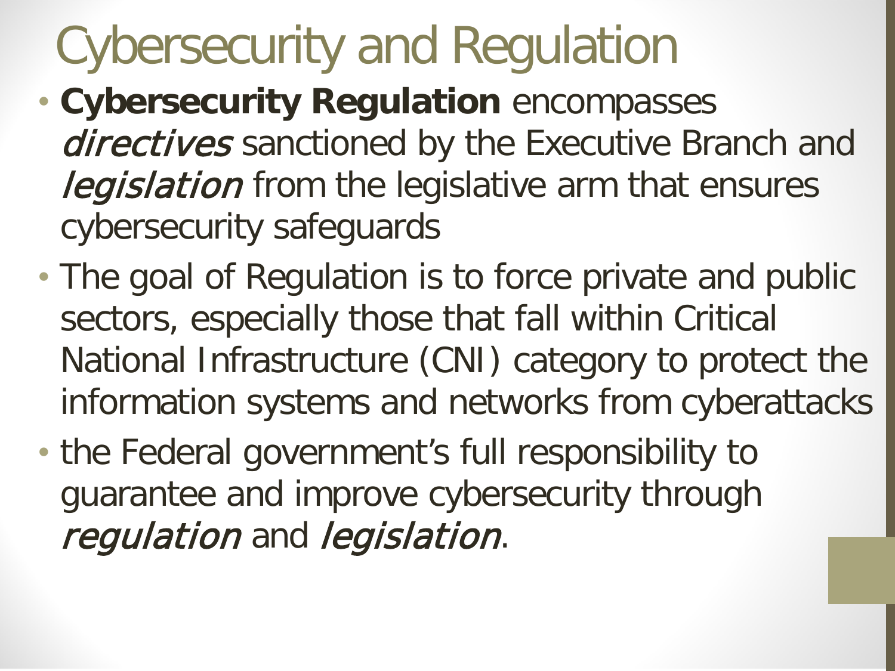# Cybersecurity and Regulation

- **Cybersecurity Regulation** encompasses *directives* sanctioned by the Executive Branch and *legislation* from the legislative arm that ensures cybersecurity safeguards
- The goal of Regulation is to force private and public sectors, especially those that fall within Critical National Infrastructure (CNI) category to protect the information systems and networks from cyberattacks
- the Federal government's full responsibility to guarantee and improve cybersecurity through *regulation* and *legislation*.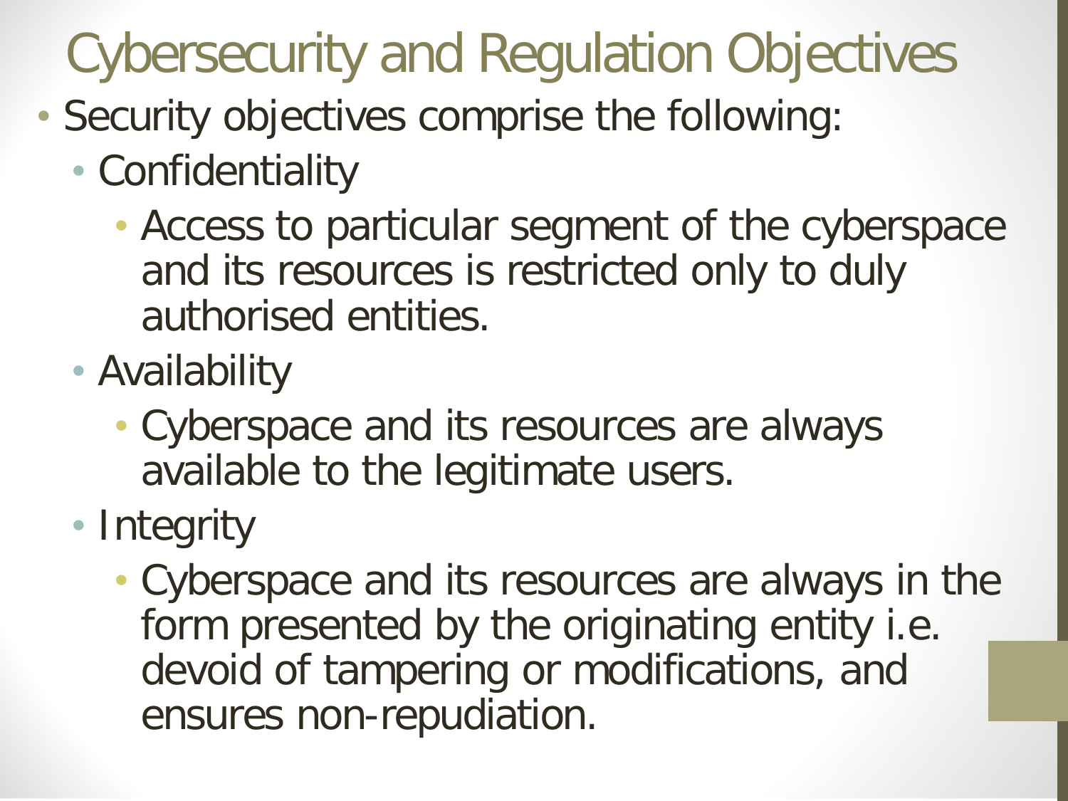# Cybersecurity and Regulation Objectives

- Security objectives comprise the following:
  - Confidentiality
    - Access to particular segment of the cyberspace and its resources is restricted only to duly authorised entities.
  - Availability
    - Cyberspace and its resources are always available to the legitimate users.
  - Integrity
    - Cyberspace and its resources are always in the form presented by the originating entity i.e. devoid of tampering or modifications, and ensures non-repudiation.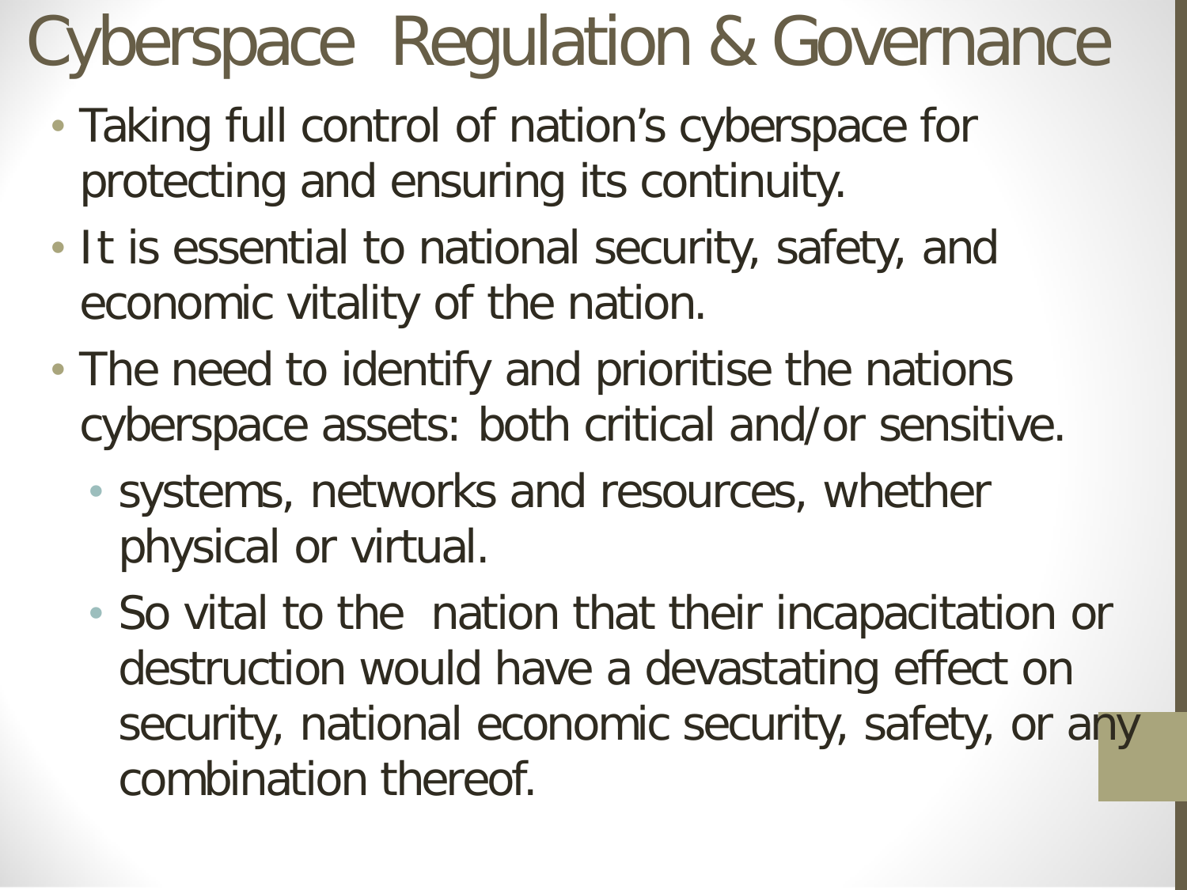# Cyberspace Regulation & Governance

- Taking full control of nation's cyberspace for protecting and ensuring its continuity.
- It is essential to national security, safety, and economic vitality of the nation.
- The need to identify and prioritise the nations cyberspace assets: both critical and/or sensitive.
  - systems, networks and resources, whether physical or virtual.
  - So vital to the nation that their incapacitation or destruction would have a devastating effect on security, national economic security, safety, or any combination thereof.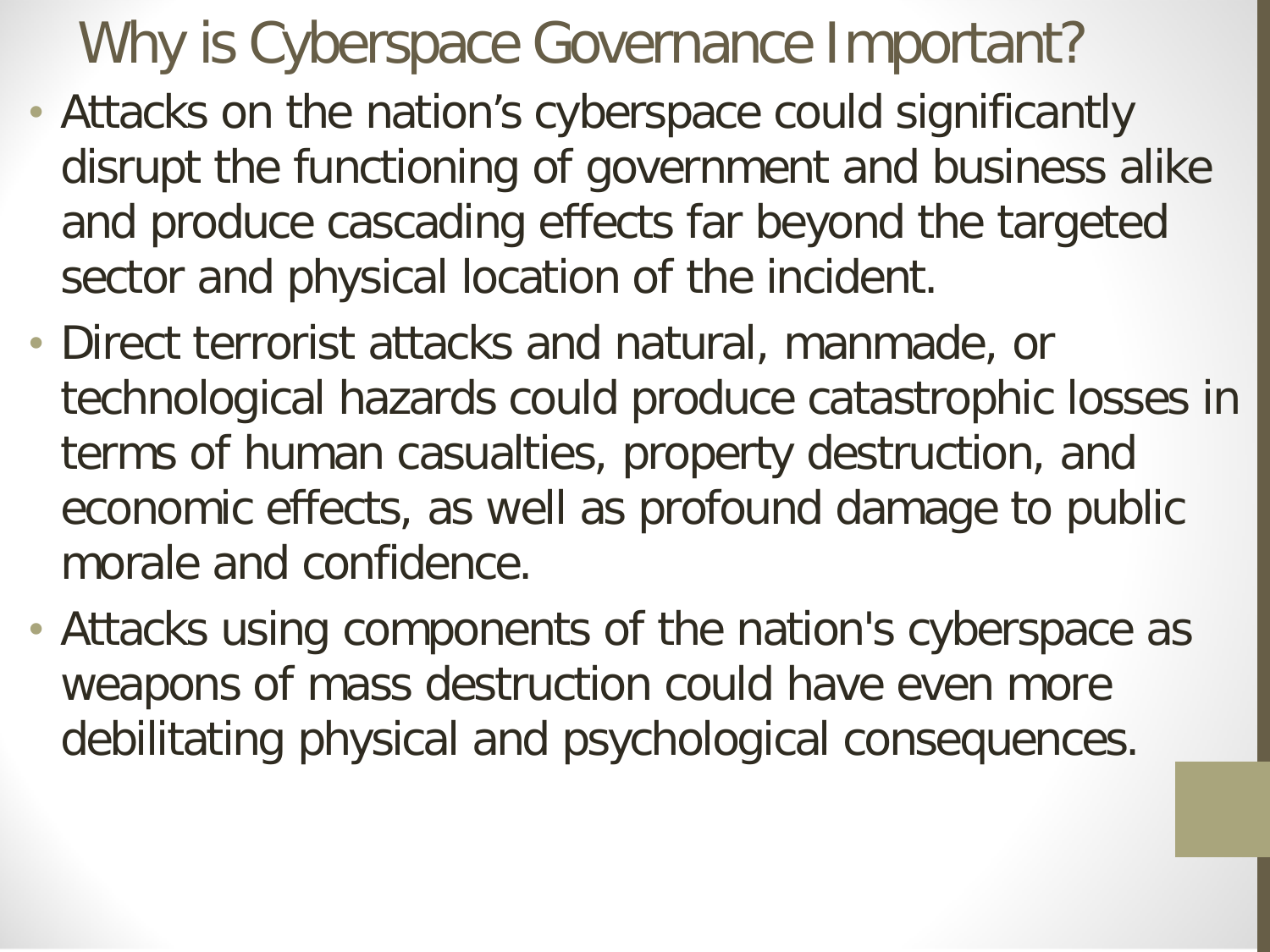# Why is Cyberspace Governance Important?

- Attacks on the nation’s cyberspace could significantly disrupt the functioning of government and business alike and produce cascading effects far beyond the targeted sector and physical location of the incident.
- Direct terrorist attacks and natural, manmade, or technological hazards could produce catastrophic losses in terms of human casualties, property destruction, and economic effects, as well as profound damage to public morale and confidence.
- Attacks using components of the nation's cyberspace as weapons of mass destruction could have even more debilitating physical and psychological consequences.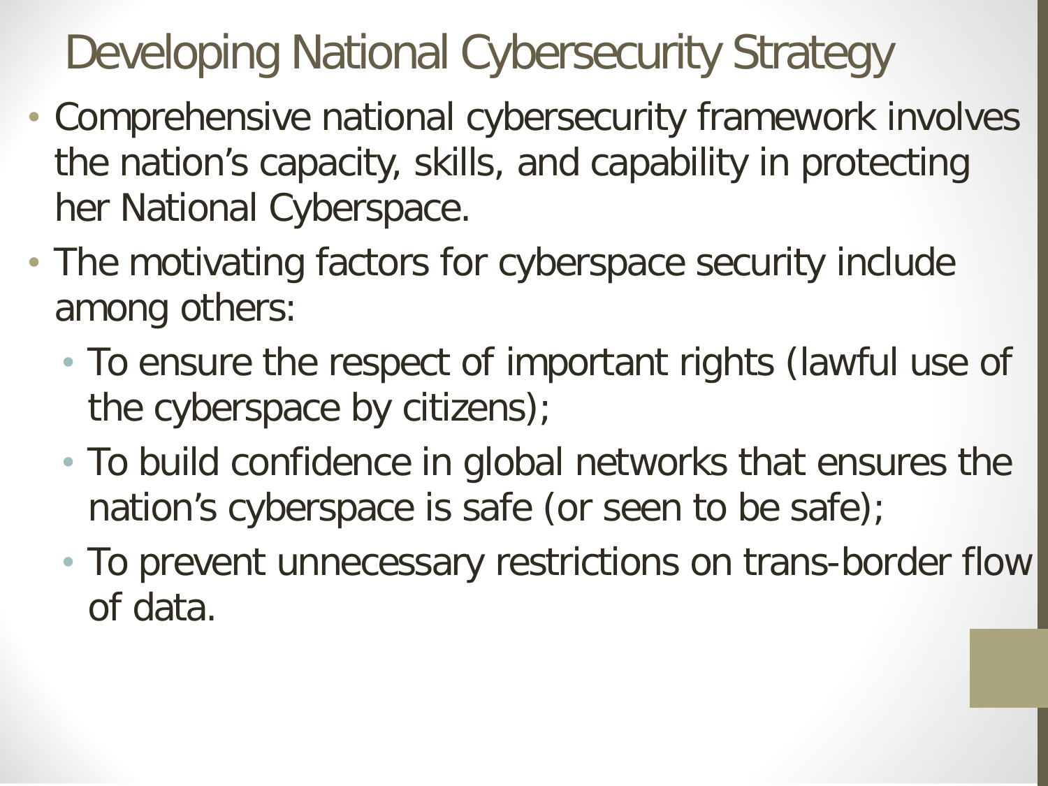# Developing National Cybersecurity Strategy

- Comprehensive national cybersecurity framework involves the nation's capacity, skills, and capability in protecting her National Cyberspace.
- The motivating factors for cyberspace security include among others:
  - To ensure the respect of important rights (lawful use of the cyberspace by citizens);
  - To build confidence in global networks that ensures the nation's cyberspace is safe (or seen to be safe);
  - To prevent unnecessary restrictions on trans-border flow of data.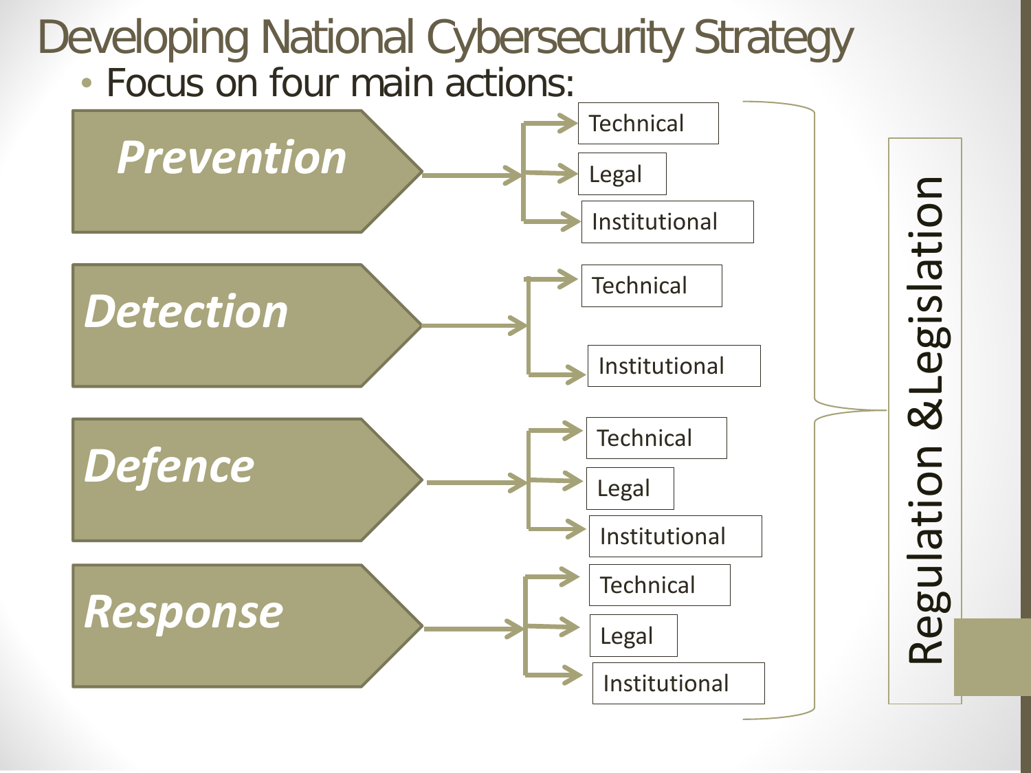# Developing National Cybersecurity Strategy

- Focus on four main actions:

**Prevention**
- Technical
- Legal
- Institutional

**Detection**
- Technical
- Institutional

**Defence**
- Technical
- Legal
- Institutional

**Response**
- Technical
- Legal
- Institutional

Regulation &Legislation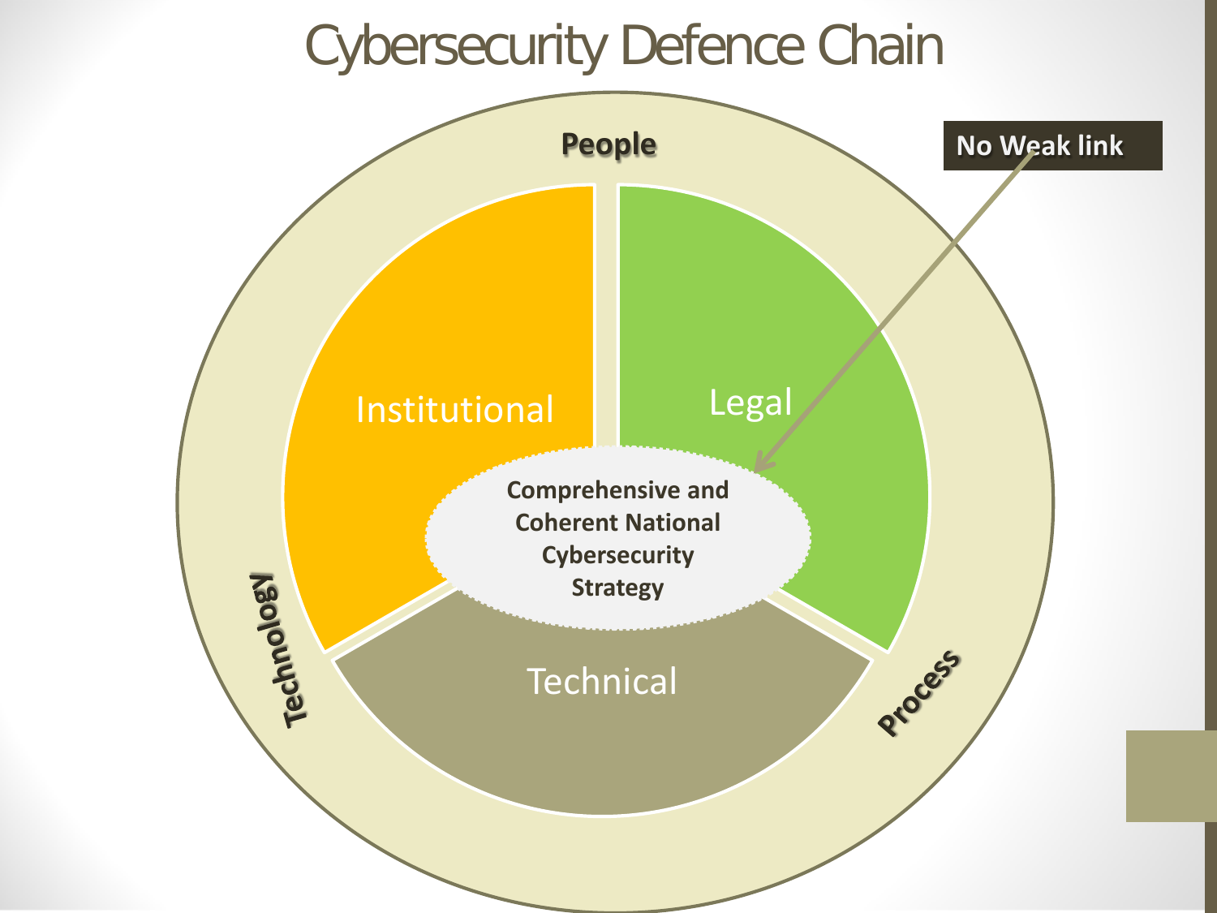# Cybersecurity Defence Chain

People

No Weak link

Institutional

Legal

Comprehensive and Coherent National Cybersecurity Strategy

Technical

Technology

Process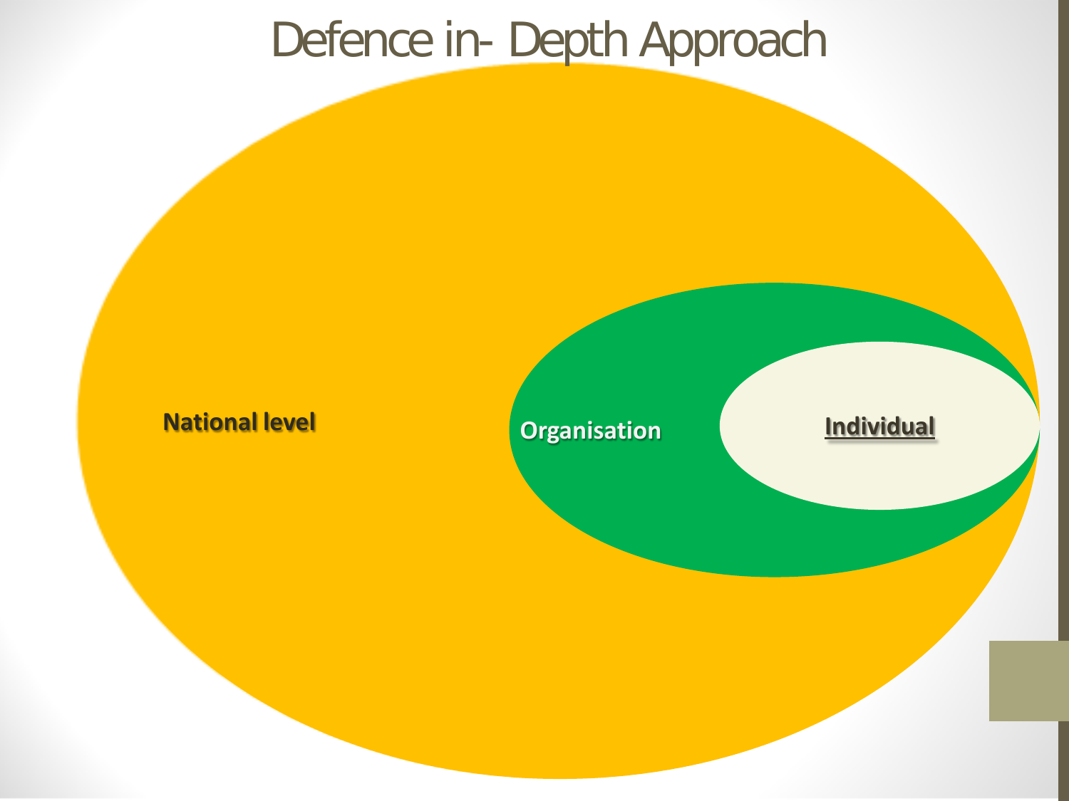# Defence in- Depth Approach

National level

Organisation

Individual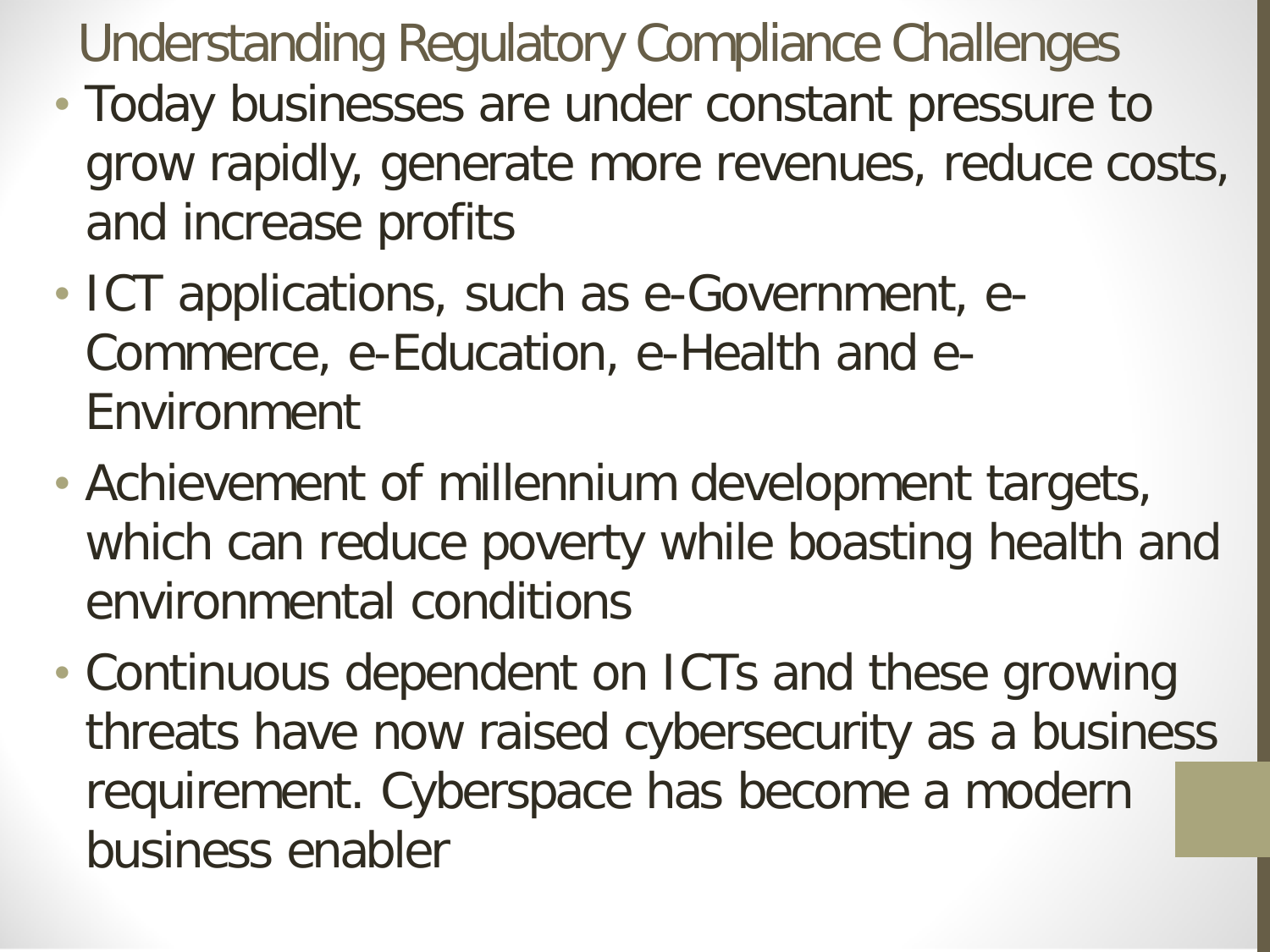# Understanding Regulatory Compliance Challenges

- Today businesses are under constant pressure to grow rapidly, generate more revenues, reduce costs, and increase profits
- ICT applications, such as e-Government, e-Commerce, e-Education, e-Health and e-Environment
- Achievement of millennium development targets, which can reduce poverty while boasting health and environmental conditions
- Continuous dependent on ICTs and these growing threats have now raised cybersecurity as a business requirement. Cyberspace has become a modern business enabler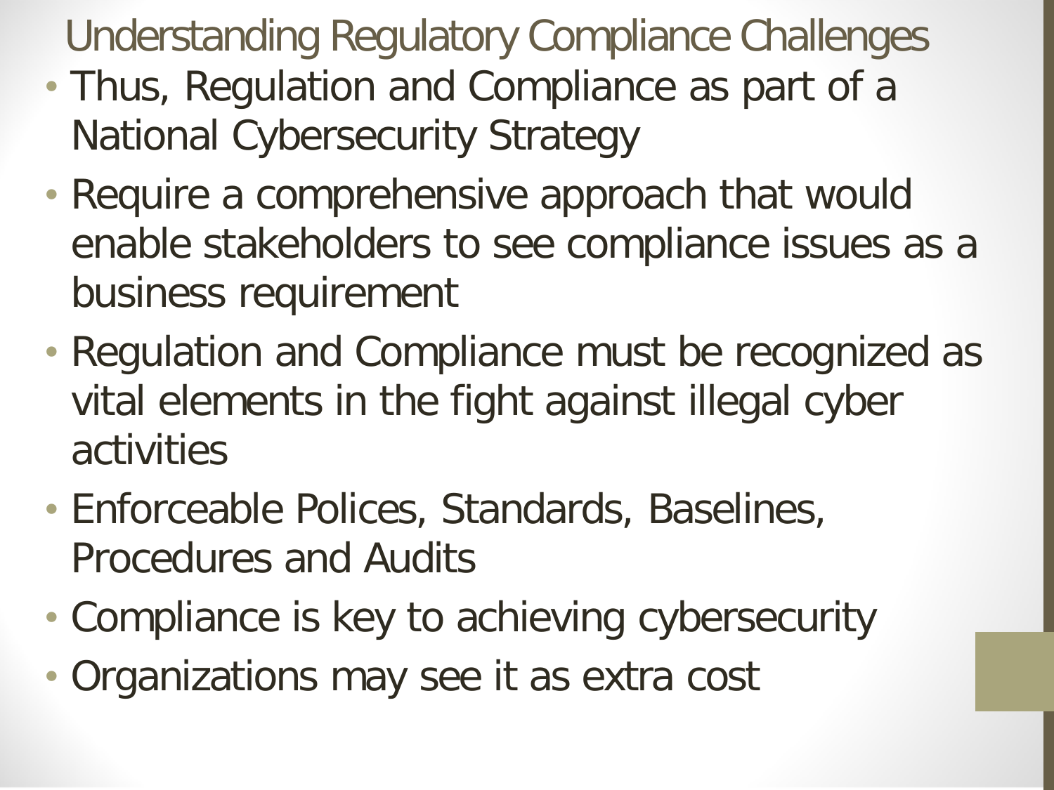# Understanding Regulatory Compliance Challenges

- Thus, Regulation and Compliance as part of a National Cybersecurity Strategy
- Require a comprehensive approach that would enable stakeholders to see compliance issues as a business requirement
- Regulation and Compliance must be recognized as vital elements in the fight against illegal cyber activities
- Enforceable Polices, Standards, Baselines, Procedures and Audits
- Compliance is key to achieving cybersecurity
- Organizations may see it as extra cost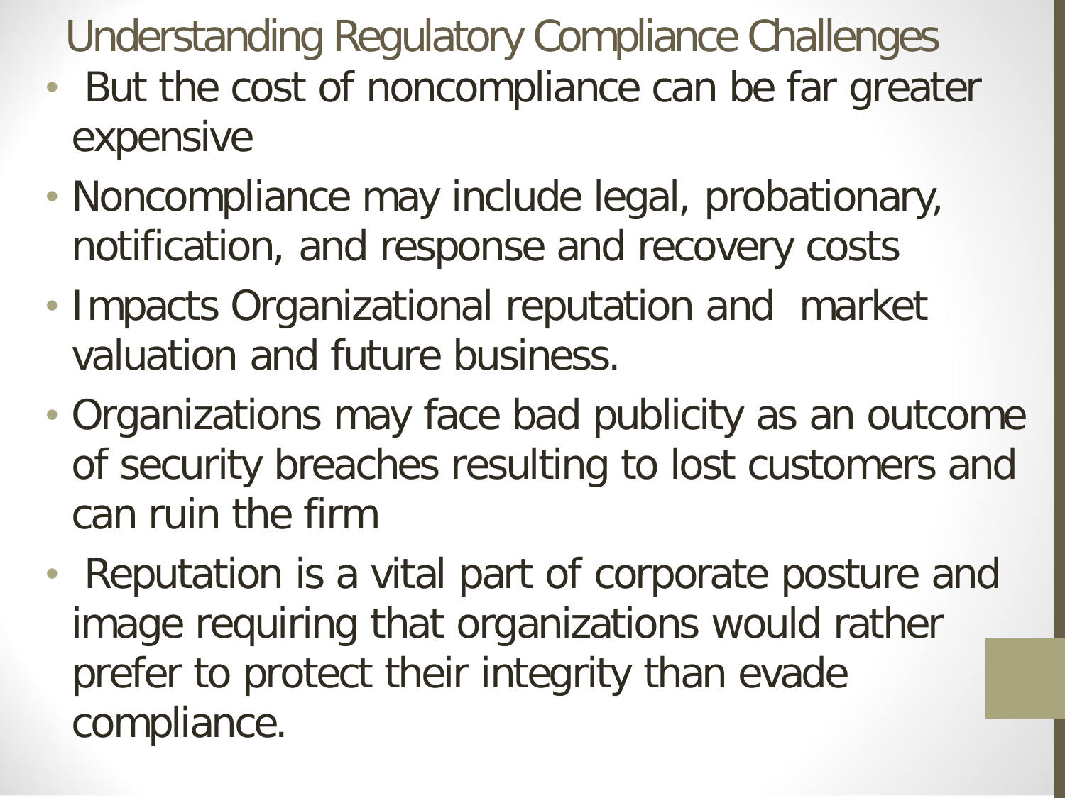# Understanding Regulatory Compliance Challenges

- But the cost of noncompliance can be far greater expensive
- Noncompliance may include legal, probationary, notification, and response and recovery costs
- Impacts Organizational reputation and market valuation and future business.
- Organizations may face bad publicity as an outcome of security breaches resulting to lost customers and can ruin the firm
- Reputation is a vital part of corporate posture and image requiring that organizations would rather prefer to protect their integrity than evade compliance.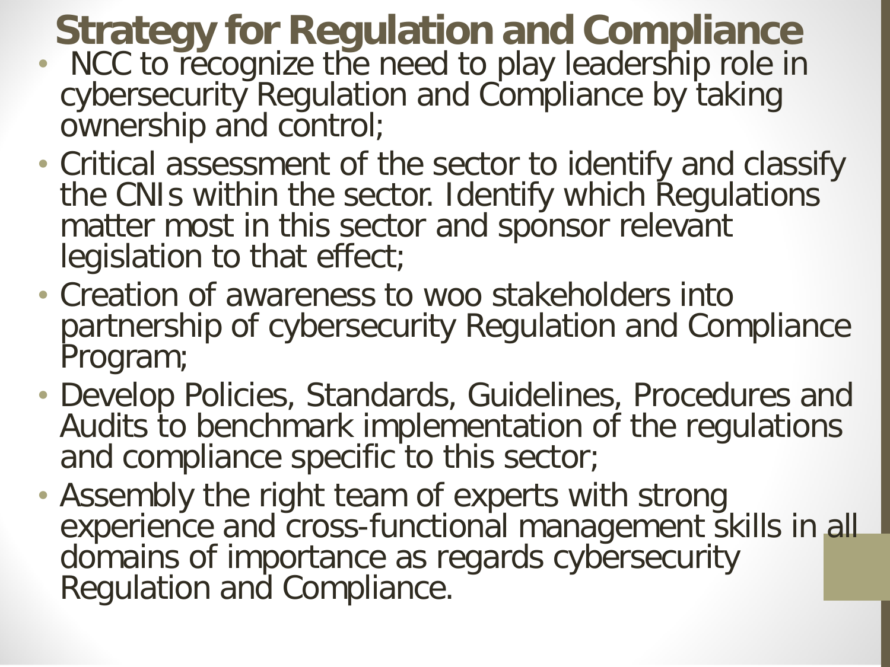# Strategy for Regulation and Compliance

- NCC to recognize the need to play leadership role in cybersecurity Regulation and Compliance by taking ownership and control;
- Critical assessment of the sector to identify and classify the CNIs within the sector. Identify which Regulations matter most in this sector and sponsor relevant legislation to that effect;
- Creation of awareness to woo stakeholders into partnership of cybersecurity Regulation and Compliance Program;
- Develop Policies, Standards, Guidelines, Procedures and Audits to benchmark implementation of the regulations and compliance specific to this sector;
- Assembly the right team of experts with strong experience and cross-functional management skills in all domains of importance as regards cybersecurity Regulation and Compliance.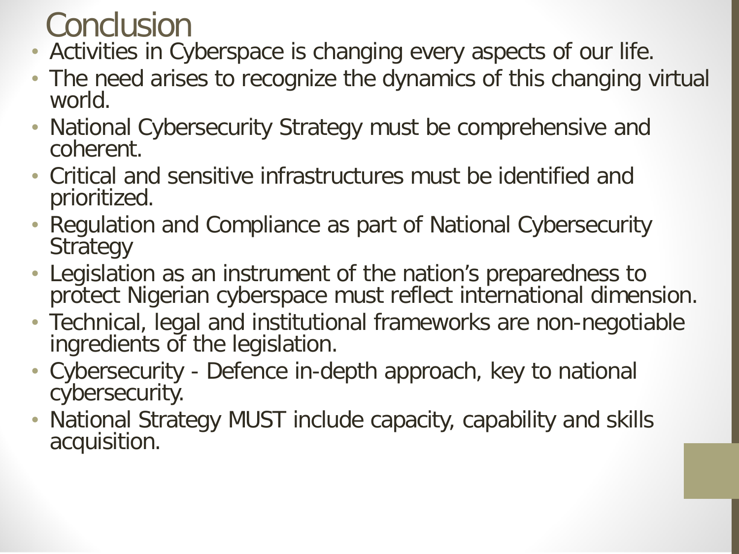# Conclusion

- Activities in Cyberspace is changing every aspects of our life.
- The need arises to recognize the dynamics of this changing virtual world.
- National Cybersecurity Strategy must be comprehensive and coherent.
- Critical and sensitive infrastructures must be identified and prioritized.
- Regulation and Compliance as part of National Cybersecurity Strategy
- Legislation as an instrument of the nation's preparedness to protect Nigerian cyberspace must reflect international dimension.
- Technical, legal and institutional frameworks are non-negotiable ingredients of the legislation.
- Cybersecurity - Defence in-depth approach, key to national cybersecurity.
- National Strategy MUST include capacity, capability and skills acquisition.